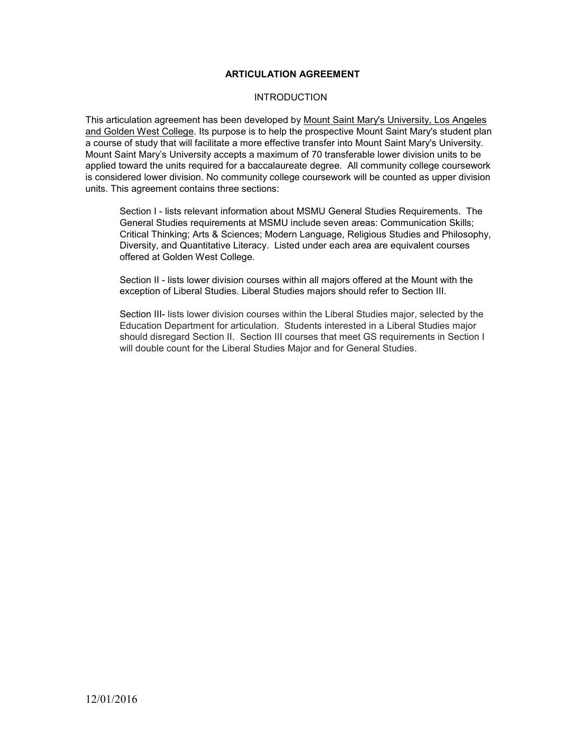# ARTICULATION AGREEMENT

## INTRODUCTION

This articulation agreement has been developed by Mount Saint Mary's University, Los Angeles and Golden West College. Its purpose is to help the prospective Mount Saint Mary's student plan a course of study that will facilitate a more effective transfer into Mount Saint Mary's University. Mount Saint Mary's University accepts a maximum of 70 transferable lower division units to be applied toward the units required for a baccalaureate degree. All community college coursework is considered lower division. No community college coursework will be counted as upper division units. This agreement contains three sections:

> Section I - lists relevant information about MSMU General Studies Requirements. The General Studies requirements at MSMU include seven areas: Communication Skills; Critical Thinking; Arts & Sciences; Modern Language, Religious Studies and Philosophy, Diversity, and Quantitative Literacy. Listed under each area are equivalent courses offered at Golden West College.
>
> Section II - lists lower division courses within all majors offered at the Mount with the exception of Liberal Studies. Liberal Studies majors should refer to Section III.
>
> Section III- lists lower division courses within the Liberal Studies major, selected by the Education Department for articulation. Students interested in a Liberal Studies major should disregard Section II. Section III courses that meet GS requirements in Section I will double count for the Liberal Studies Major and for General Studies.

12/01/2016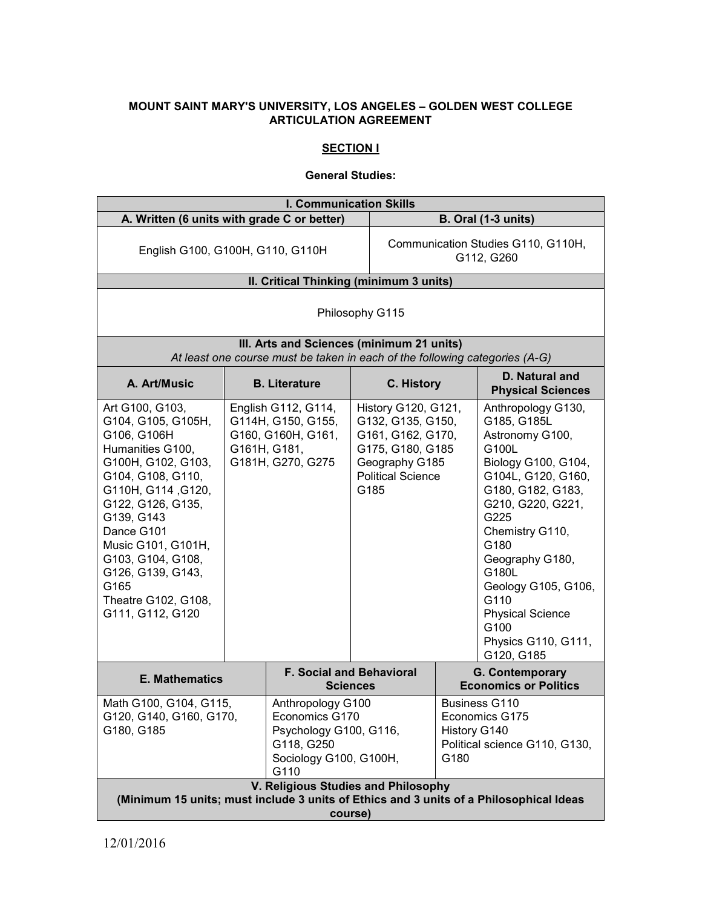**MOUNT SAINT MARY'S UNIVERSITY, LOS ANGELES – GOLDEN WEST COLLEGE ARTICULATION AGREEMENT**

**SECTION I**

**General Studies:**

| I. Communication Skills | |
|---|---|
| **A. Written (6 units with grade C or better)** | **B. Oral (1-3 units)** |
| English G100, G100H, G110, G110H | Communication Studies G110, G110H, G112, G260 |

| II. Critical Thinking (minimum 3 units) |
|---|
| Philosophy G115 |

| III. Arts and Sciences (minimum 21 units) *At least one course must be taken in each of the following categories (A-G)* | | | |
|---|---|---|---|
| **A. Art/Music** | **B. Literature** | **C. History** | **D. Natural and Physical Sciences** |
| Art G100, G103, G104, G105, G105H, G106, G106H<br>Humanities G100, G100H, G102, G103, G104, G108, G110, G110H, G114 ,G120, G122, G126, G135, G139, G143<br>Dance G101<br>Music G101, G101H, G103, G104, G108, G126, G139, G143, G165<br>Theatre G102, G108, G111, G112, G120 | English G112, G114, G114H, G150, G155, G160, G160H, G161, G161H, G181, G181H, G270, G275 | History G120, G121, G132, G135, G150, G161, G162, G170, G175, G180, G185<br>Geography G185<br>Political Science G185 | Anthropology G130, G185, G185L<br>Astronomy G100, G100L<br>Biology G100, G104, G104L, G120, G160, G180, G182, G183, G210, G220, G221, G225<br>Chemistry G110, G180<br>Geography G180, G180L<br>Geology G105, G106, G110<br>Physical Science G100<br>Physics G110, G111, G120, G185 |

| **E. Mathematics** | **F. Social and Behavioral Sciences** | **G. Contemporary Economics or Politics** |
|---|---|---|
| Math G100, G104, G115, G120, G140, G160, G170, G180, G185 | Anthropology G100<br>Economics G170<br>Psychology G100, G116, G118, G250<br>Sociology G100, G100H, G110 | Business G110<br>Economics G175<br>History G140<br>Political science G110, G130, G180 |

| V. Religious Studies and Philosophy (Minimum 15 units; must include 3 units of Ethics and 3 units of a Philosophical Ideas course) |
|---|

12/01/2016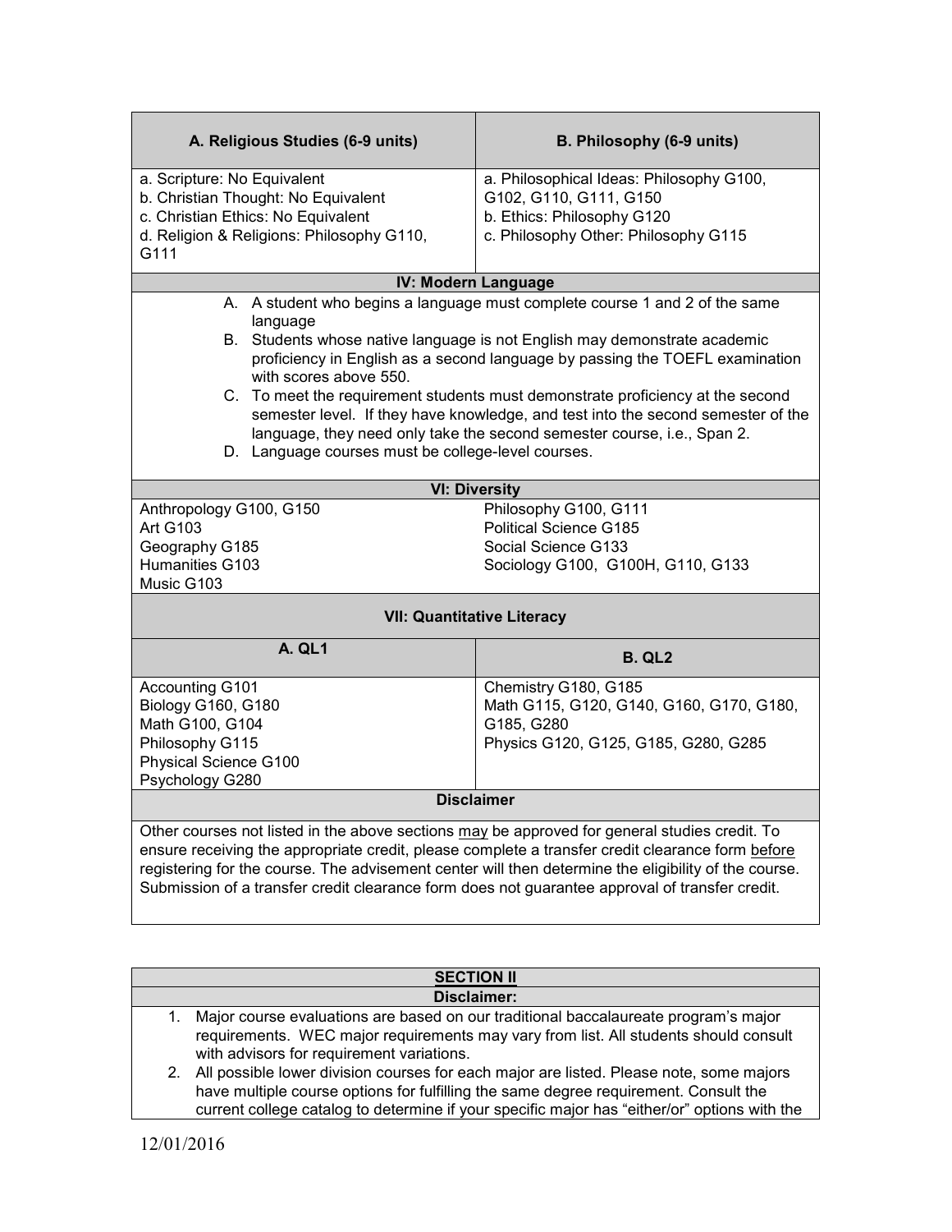| A. Religious Studies (6-9 units) | B. Philosophy (6-9 units) |
|---|---|
| a. Scripture: No Equivalent<br>b. Christian Thought: No Equivalent<br>c. Christian Ethics: No Equivalent<br>d. Religion & Religions: Philosophy G110, G111 | a. Philosophical Ideas: Philosophy G100, G102, G110, G111, G150<br>b. Ethics: Philosophy G120<br>c. Philosophy Other: Philosophy G115 |

**IV: Modern Language**

A. A student who begins a language must complete course 1 and 2 of the same language
B. Students whose native language is not English may demonstrate academic proficiency in English as a second language by passing the TOEFL examination with scores above 550.
C. To meet the requirement students must demonstrate proficiency at the second semester level. If they have knowledge, and test into the second semester of the language, they need only take the second semester course, i.e., Span 2.
D. Language courses must be college-level courses.

**VI: Diversity**

| | |
|---|---|
| Anthropology G100, G150<br>Art G103<br>Geography G185<br>Humanities G103<br>Music G103 | Philosophy G100, G111<br>Political Science G185<br>Social Science G133<br>Sociology G100, G100H, G110, G133 |

**VII: Quantitative Literacy**

| A. QL1 | B. QL2 |
|---|---|
| Accounting G101<br>Biology G160, G180<br>Math G100, G104<br>Philosophy G115<br>Physical Science G100<br>Psychology G280 | Chemistry G180, G185<br>Math G115, G120, G140, G160, G170, G180, G185, G280<br>Physics G120, G125, G185, G280, G285 |

**Disclaimer**

Other courses not listed in the above sections may be approved for general studies credit. To ensure receiving the appropriate credit, please complete a transfer credit clearance form before registering for the course. The advisement center will then determine the eligibility of the course. Submission of a transfer credit clearance form does not guarantee approval of transfer credit.

## SECTION II

**Disclaimer:**

1. Major course evaluations are based on our traditional baccalaureate program's major requirements. WEC major requirements may vary from list. All students should consult with advisors for requirement variations.
2. All possible lower division courses for each major are listed. Please note, some majors have multiple course options for fulfilling the same degree requirement. Consult the current college catalog to determine if your specific major has "either/or" options with the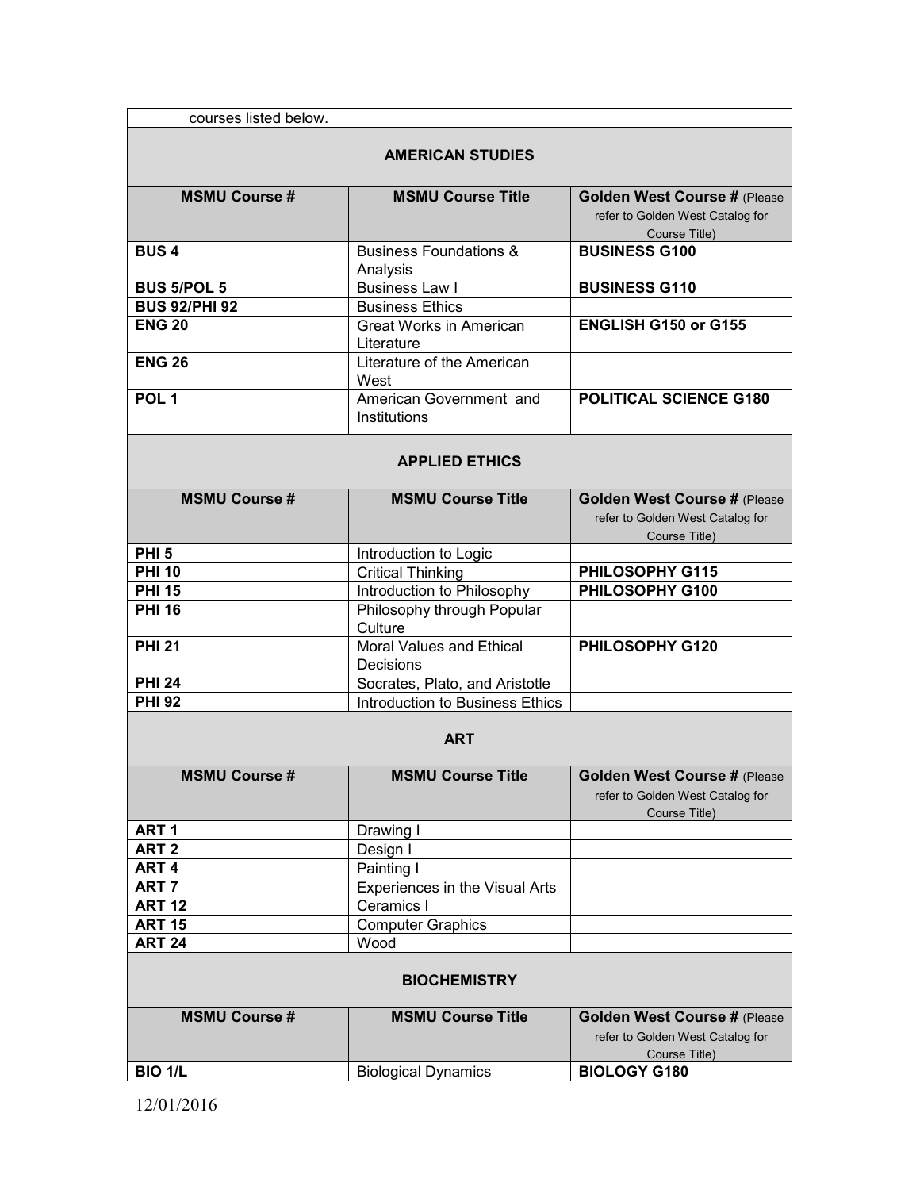courses listed below.

## AMERICAN STUDIES

| MSMU Course # | MSMU Course Title | Golden West Course # (Please refer to Golden West Catalog for Course Title) |
|---|---|---|
| **BUS 4** | Business Foundations & Analysis | **BUSINESS G100** |
| **BUS 5/POL 5** | Business Law I | **BUSINESS G110** |
| **BUS 92/PHI 92** | Business Ethics | |
| **ENG 20** | Great Works in American Literature | **ENGLISH G150 or G155** |
| **ENG 26** | Literature of the American West | |
| **POL 1** | American Government and Institutions | **POLITICAL SCIENCE G180** |

## APPLIED ETHICS

| MSMU Course # | MSMU Course Title | Golden West Course # (Please refer to Golden West Catalog for Course Title) |
|---|---|---|
| **PHI 5** | Introduction to Logic | |
| **PHI 10** | Critical Thinking | **PHILOSOPHY G115** |
| **PHI 15** | Introduction to Philosophy | **PHILOSOPHY G100** |
| **PHI 16** | Philosophy through Popular Culture | |
| **PHI 21** | Moral Values and Ethical Decisions | **PHILOSOPHY G120** |
| **PHI 24** | Socrates, Plato, and Aristotle | |
| **PHI 92** | Introduction to Business Ethics | |

## ART

| MSMU Course # | MSMU Course Title | Golden West Course # (Please refer to Golden West Catalog for Course Title) |
|---|---|---|
| **ART 1** | Drawing I | |
| **ART 2** | Design I | |
| **ART 4** | Painting I | |
| **ART 7** | Experiences in the Visual Arts | |
| **ART 12** | Ceramics I | |
| **ART 15** | Computer Graphics | |
| **ART 24** | Wood | |

## BIOCHEMISTRY

| MSMU Course # | MSMU Course Title | Golden West Course # (Please refer to Golden West Catalog for Course Title) |
|---|---|---|
| **BIO 1/L** | Biological Dynamics | **BIOLOGY G180** |

12/01/2016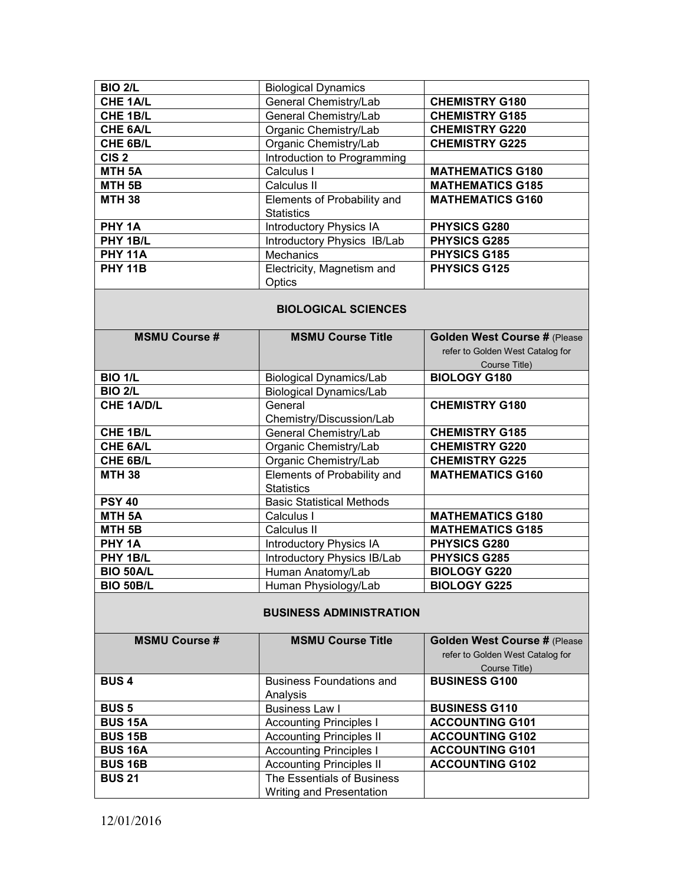| | | |
|---|---|---|
| **BIO 2/L** | Biological Dynamics | |
| **CHE 1A/L** | General Chemistry/Lab | **CHEMISTRY G180** |
| **CHE 1B/L** | General Chemistry/Lab | **CHEMISTRY G185** |
| **CHE 6A/L** | Organic Chemistry/Lab | **CHEMISTRY G220** |
| **CHE 6B/L** | Organic Chemistry/Lab | **CHEMISTRY G225** |
| **CIS 2** | Introduction to Programming | |
| **MTH 5A** | Calculus I | **MATHEMATICS G180** |
| **MTH 5B** | Calculus II | **MATHEMATICS G185** |
| **MTH 38** | Elements of Probability and Statistics | **MATHEMATICS G160** |
| **PHY 1A** | Introductory Physics IA | **PHYSICS G280** |
| **PHY 1B/L** | Introductory Physics IB/Lab | **PHYSICS G285** |
| **PHY 11A** | Mechanics | **PHYSICS G185** |
| **PHY 11B** | Electricity, Magnetism and Optics | **PHYSICS G125** |

## BIOLOGICAL SCIENCES

| MSMU Course # | MSMU Course Title | Golden West Course # (Please refer to Golden West Catalog for Course Title) |
|---|---|---|
| **BIO 1/L** | Biological Dynamics/Lab | **BIOLOGY G180** |
| **BIO 2/L** | Biological Dynamics/Lab | |
| **CHE 1A/D/L** | General Chemistry/Discussion/Lab | **CHEMISTRY G180** |
| **CHE 1B/L** | General Chemistry/Lab | **CHEMISTRY G185** |
| **CHE 6A/L** | Organic Chemistry/Lab | **CHEMISTRY G220** |
| **CHE 6B/L** | Organic Chemistry/Lab | **CHEMISTRY G225** |
| **MTH 38** | Elements of Probability and Statistics | **MATHEMATICS G160** |
| **PSY 40** | Basic Statistical Methods | |
| **MTH 5A** | Calculus I | **MATHEMATICS G180** |
| **MTH 5B** | Calculus II | **MATHEMATICS G185** |
| **PHY 1A** | Introductory Physics IA | **PHYSICS G280** |
| **PHY 1B/L** | Introductory Physics IB/Lab | **PHYSICS G285** |
| **BIO 50A/L** | Human Anatomy/Lab | **BIOLOGY G220** |
| **BIO 50B/L** | Human Physiology/Lab | **BIOLOGY G225** |

## BUSINESS ADMINISTRATION

| MSMU Course # | MSMU Course Title | Golden West Course # (Please refer to Golden West Catalog for Course Title) |
|---|---|---|
| **BUS 4** | Business Foundations and Analysis | **BUSINESS G100** |
| **BUS 5** | Business Law I | **BUSINESS G110** |
| **BUS 15A** | Accounting Principles I | **ACCOUNTING G101** |
| **BUS 15B** | Accounting Principles II | **ACCOUNTING G102** |
| **BUS 16A** | Accounting Principles I | **ACCOUNTING G101** |
| **BUS 16B** | Accounting Principles II | **ACCOUNTING G102** |
| **BUS 21** | The Essentials of Business Writing and Presentation | |

12/01/2016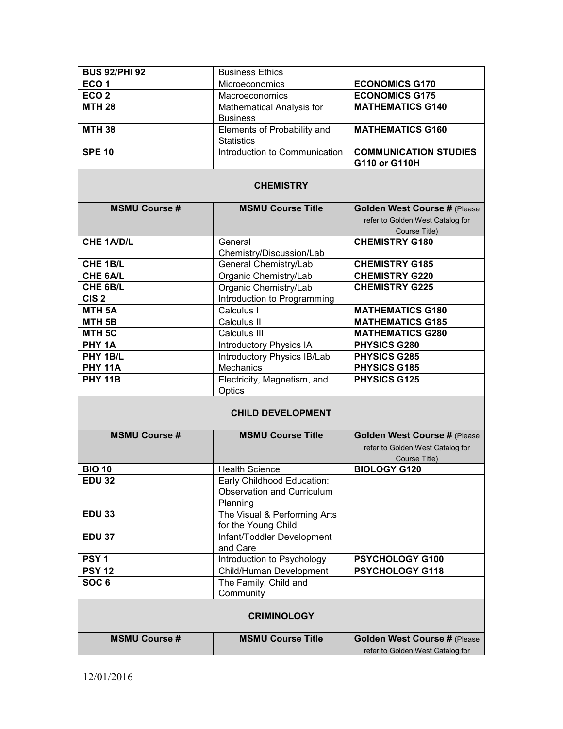| | | |
|---|---|---|
| **BUS 92/PHI 92** | Business Ethics | |
| **ECO 1** | Microeconomics | **ECONOMICS G170** |
| **ECO 2** | Macroeconomics | **ECONOMICS G175** |
| **MTH 28** | Mathematical Analysis for Business | **MATHEMATICS G140** |
| **MTH 38** | Elements of Probability and Statistics | **MATHEMATICS G160** |
| **SPE 10** | Introduction to Communication | **COMMUNICATION STUDIES G110 or G110H** |

## CHEMISTRY

| MSMU Course # | MSMU Course Title | Golden West Course # (Please refer to Golden West Catalog for Course Title) |
|---|---|---|
| **CHE 1A/D/L** | General Chemistry/Discussion/Lab | **CHEMISTRY G180** |
| **CHE 1B/L** | General Chemistry/Lab | **CHEMISTRY G185** |
| **CHE 6A/L** | Organic Chemistry/Lab | **CHEMISTRY G220** |
| **CHE 6B/L** | Organic Chemistry/Lab | **CHEMISTRY G225** |
| **CIS 2** | Introduction to Programming | |
| **MTH 5A** | Calculus I | **MATHEMATICS G180** |
| **MTH 5B** | Calculus II | **MATHEMATICS G185** |
| **MTH 5C** | Calculus III | **MATHEMATICS G280** |
| **PHY 1A** | Introductory Physics IA | **PHYSICS G280** |
| **PHY 1B/L** | Introductory Physics IB/Lab | **PHYSICS G285** |
| **PHY 11A** | Mechanics | **PHYSICS G185** |
| **PHY 11B** | Electricity, Magnetism, and Optics | **PHYSICS G125** |

## CHILD DEVELOPMENT

| MSMU Course # | MSMU Course Title | Golden West Course # (Please refer to Golden West Catalog for Course Title) |
|---|---|---|
| **BIO 10** | Health Science | **BIOLOGY G120** |
| **EDU 32** | Early Childhood Education: Observation and Curriculum Planning | |
| **EDU 33** | The Visual & Performing Arts for the Young Child | |
| **EDU 37** | Infant/Toddler Development and Care | |
| **PSY 1** | Introduction to Psychology | **PSYCHOLOGY G100** |
| **PSY 12** | Child/Human Development | **PSYCHOLOGY G118** |
| **SOC 6** | The Family, Child and Community | |

## CRIMINOLOGY

| MSMU Course # | MSMU Course Title | Golden West Course # (Please refer to Golden West Catalog for |
|---|---|---|

12/01/2016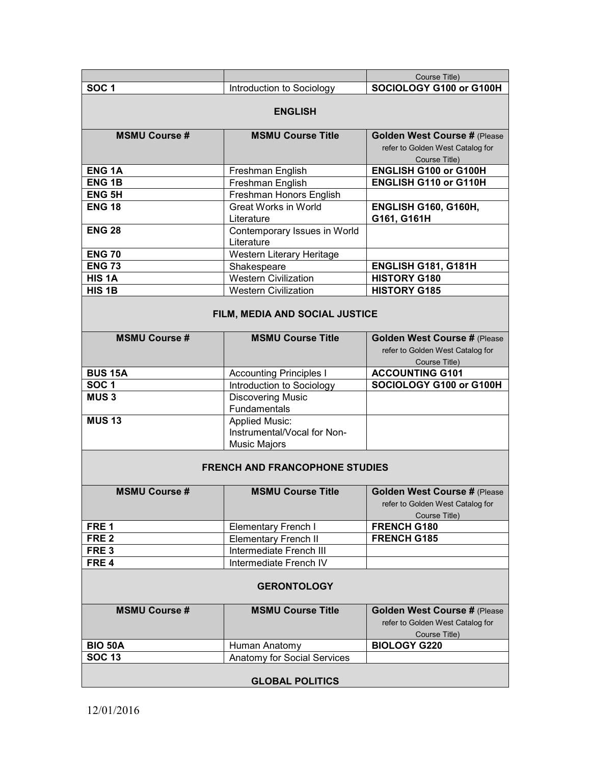| | | Course Title) |
|---|---|---|
| **SOC 1** | Introduction to Sociology | **SOCIOLOGY G100 or G100H** |

## ENGLISH

| MSMU Course # | MSMU Course Title | Golden West Course # (Please refer to Golden West Catalog for Course Title) |
|---|---|---|
| **ENG 1A** | Freshman English | **ENGLISH G100 or G100H** |
| **ENG 1B** | Freshman English | **ENGLISH G110 or G110H** |
| **ENG 5H** | Freshman Honors English | |
| **ENG 18** | Great Works in World Literature | **ENGLISH G160, G160H, G161, G161H** |
| **ENG 28** | Contemporary Issues in World Literature | |
| **ENG 70** | Western Literary Heritage | |
| **ENG 73** | Shakespeare | **ENGLISH G181, G181H** |
| **HIS 1A** | Western Civilization | **HISTORY G180** |
| **HIS 1B** | Western Civilization | **HISTORY G185** |

## FILM, MEDIA AND SOCIAL JUSTICE

| MSMU Course # | MSMU Course Title | Golden West Course # (Please refer to Golden West Catalog for Course Title) |
|---|---|---|
| **BUS 15A** | Accounting Principles I | **ACCOUNTING G101** |
| **SOC 1** | Introduction to Sociology | **SOCIOLOGY G100 or G100H** |
| **MUS 3** | Discovering Music Fundamentals | |
| **MUS 13** | Applied Music: Instrumental/Vocal for Non-Music Majors | |

## FRENCH AND FRANCOPHONE STUDIES

| MSMU Course # | MSMU Course Title | Golden West Course # (Please refer to Golden West Catalog for Course Title) |
|---|---|---|
| **FRE 1** | Elementary French I | **FRENCH G180** |
| **FRE 2** | Elementary French II | **FRENCH G185** |
| **FRE 3** | Intermediate French III | |
| **FRE 4** | Intermediate French IV | |

## GERONTOLOGY

| MSMU Course # | MSMU Course Title | Golden West Course # (Please refer to Golden West Catalog for Course Title) |
|---|---|---|
| **BIO 50A** | Human Anatomy | **BIOLOGY G220** |
| **SOC 13** | Anatomy for Social Services | |

## GLOBAL POLITICS

12/01/2016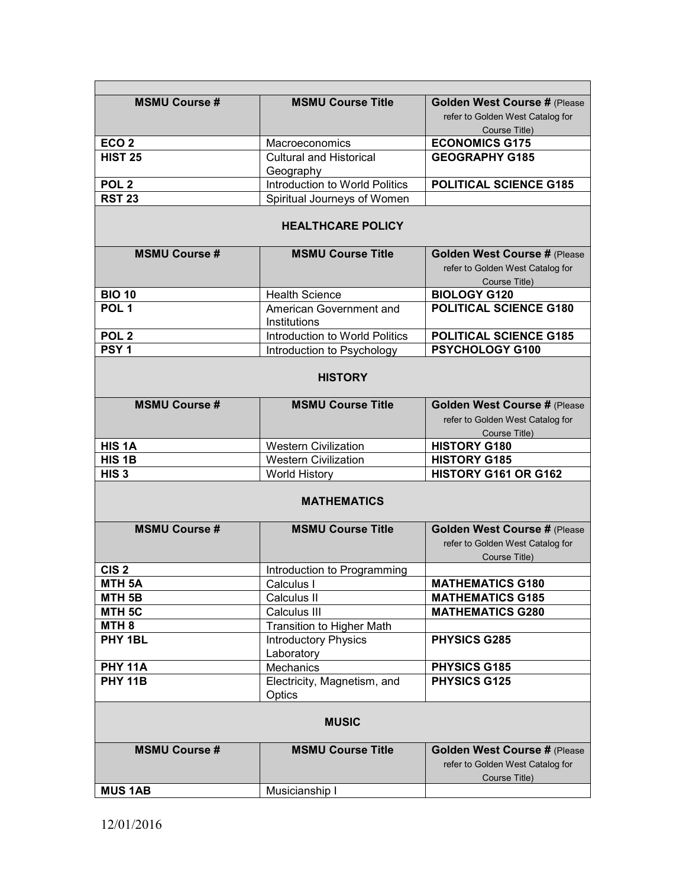| MSMU Course # | MSMU Course Title | Golden West Course # (Please refer to Golden West Catalog for Course Title) |
|---|---|---|
| **ECO 2** | Macroeconomics | **ECONOMICS G175** |
| **HIST 25** | Cultural and Historical Geography | **GEOGRAPHY G185** |
| **POL 2** | Introduction to World Politics | **POLITICAL SCIENCE G185** |
| **RST 23** | Spiritual Journeys of Women | |

## HEALTHCARE POLICY

| MSMU Course # | MSMU Course Title | Golden West Course # (Please refer to Golden West Catalog for Course Title) |
|---|---|---|
| **BIO 10** | Health Science | **BIOLOGY G120** |
| **POL 1** | American Government and Institutions | **POLITICAL SCIENCE G180** |
| **POL 2** | Introduction to World Politics | **POLITICAL SCIENCE G185** |
| **PSY 1** | Introduction to Psychology | **PSYCHOLOGY G100** |

## HISTORY

| MSMU Course # | MSMU Course Title | Golden West Course # (Please refer to Golden West Catalog for Course Title) |
|---|---|---|
| **HIS 1A** | Western Civilization | **HISTORY G180** |
| **HIS 1B** | Western Civilization | **HISTORY G185** |
| **HIS 3** | World History | **HISTORY G161 OR G162** |

## MATHEMATICS

| MSMU Course # | MSMU Course Title | Golden West Course # (Please refer to Golden West Catalog for Course Title) |
|---|---|---|
| **CIS 2** | Introduction to Programming | |
| **MTH 5A** | Calculus I | **MATHEMATICS G180** |
| **MTH 5B** | Calculus II | **MATHEMATICS G185** |
| **MTH 5C** | Calculus III | **MATHEMATICS G280** |
| **MTH 8** | Transition to Higher Math | |
| **PHY 1BL** | Introductory Physics Laboratory | **PHYSICS G285** |
| **PHY 11A** | Mechanics | **PHYSICS G185** |
| **PHY 11B** | Electricity, Magnetism, and Optics | **PHYSICS G125** |

## MUSIC

| MSMU Course # | MSMU Course Title | Golden West Course # (Please refer to Golden West Catalog for Course Title) |
|---|---|---|
| **MUS 1AB** | Musicianship I | |

12/01/2016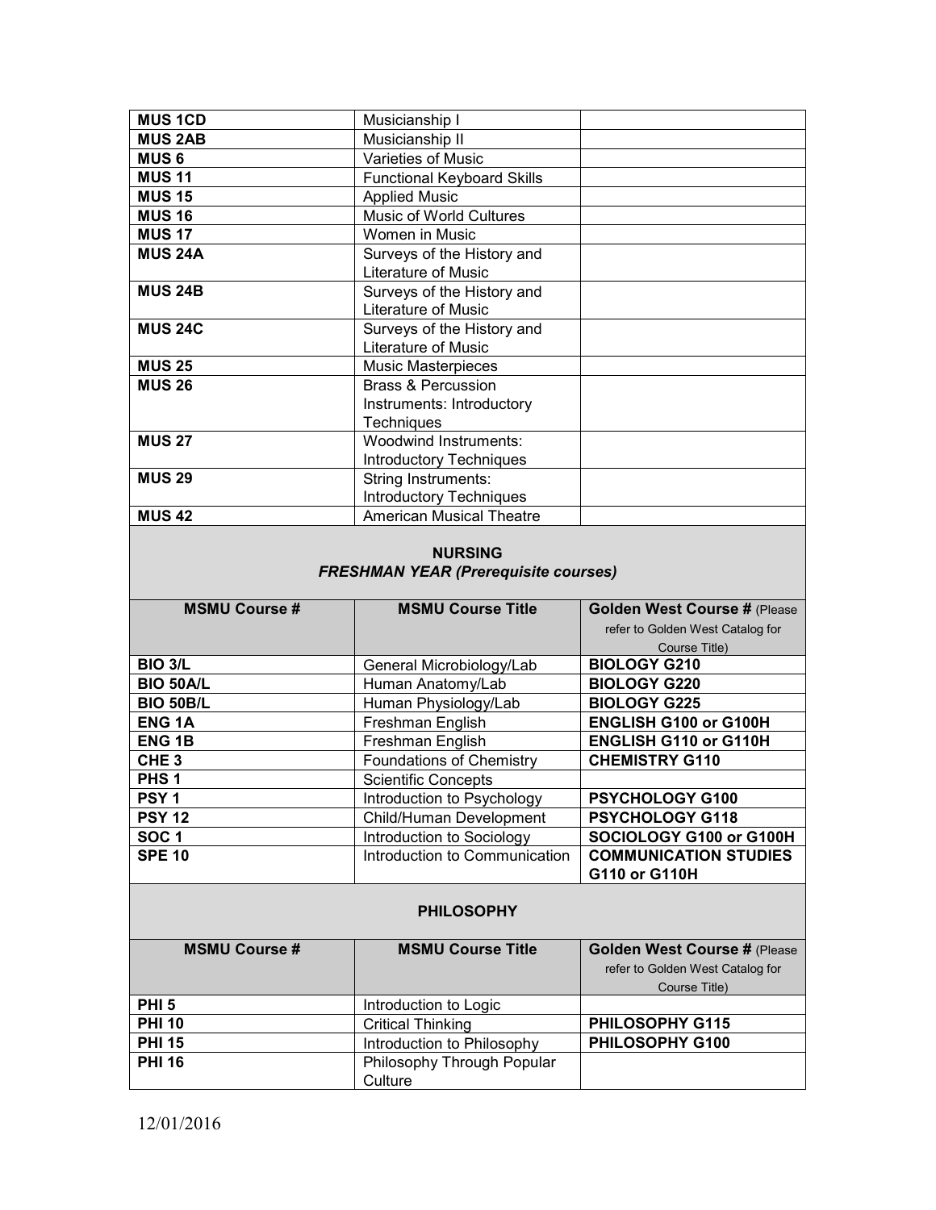| MUS 1CD | Musicianship I | |
|---|---|---|
| **MUS 2AB** | Musicianship II | |
| **MUS 6** | Varieties of Music | |
| **MUS 11** | Functional Keyboard Skills | |
| **MUS 15** | Applied Music | |
| **MUS 16** | Music of World Cultures | |
| **MUS 17** | Women in Music | |
| **MUS 24A** | Surveys of the History and Literature of Music | |
| **MUS 24B** | Surveys of the History and Literature of Music | |
| **MUS 24C** | Surveys of the History and Literature of Music | |
| **MUS 25** | Music Masterpieces | |
| **MUS 26** | Brass & Percussion Instruments: Introductory Techniques | |
| **MUS 27** | Woodwind Instruments: Introductory Techniques | |
| **MUS 29** | String Instruments: Introductory Techniques | |
| **MUS 42** | American Musical Theatre | |

**NURSING**
***FRESHMAN YEAR (Prerequisite courses)***

| MSMU Course # | MSMU Course Title | Golden West Course # (Please refer to Golden West Catalog for Course Title) |
|---|---|---|
| **BIO 3/L** | General Microbiology/Lab | **BIOLOGY G210** |
| **BIO 50A/L** | Human Anatomy/Lab | **BIOLOGY G220** |
| **BIO 50B/L** | Human Physiology/Lab | **BIOLOGY G225** |
| **ENG 1A** | Freshman English | **ENGLISH G100 or G100H** |
| **ENG 1B** | Freshman English | **ENGLISH G110 or G110H** |
| **CHE 3** | Foundations of Chemistry | **CHEMISTRY G110** |
| **PHS 1** | Scientific Concepts | |
| **PSY 1** | Introduction to Psychology | **PSYCHOLOGY G100** |
| **PSY 12** | Child/Human Development | **PSYCHOLOGY G118** |
| **SOC 1** | Introduction to Sociology | **SOCIOLOGY G100 or G100H** |
| **SPE 10** | Introduction to Communication | **COMMUNICATION STUDIES G110 or G110H** |

**PHILOSOPHY**

| MSMU Course # | MSMU Course Title | Golden West Course # (Please refer to Golden West Catalog for Course Title) |
|---|---|---|
| **PHI 5** | Introduction to Logic | |
| **PHI 10** | Critical Thinking | **PHILOSOPHY G115** |
| **PHI 15** | Introduction to Philosophy | **PHILOSOPHY G100** |
| **PHI 16** | Philosophy Through Popular Culture | |

12/01/2016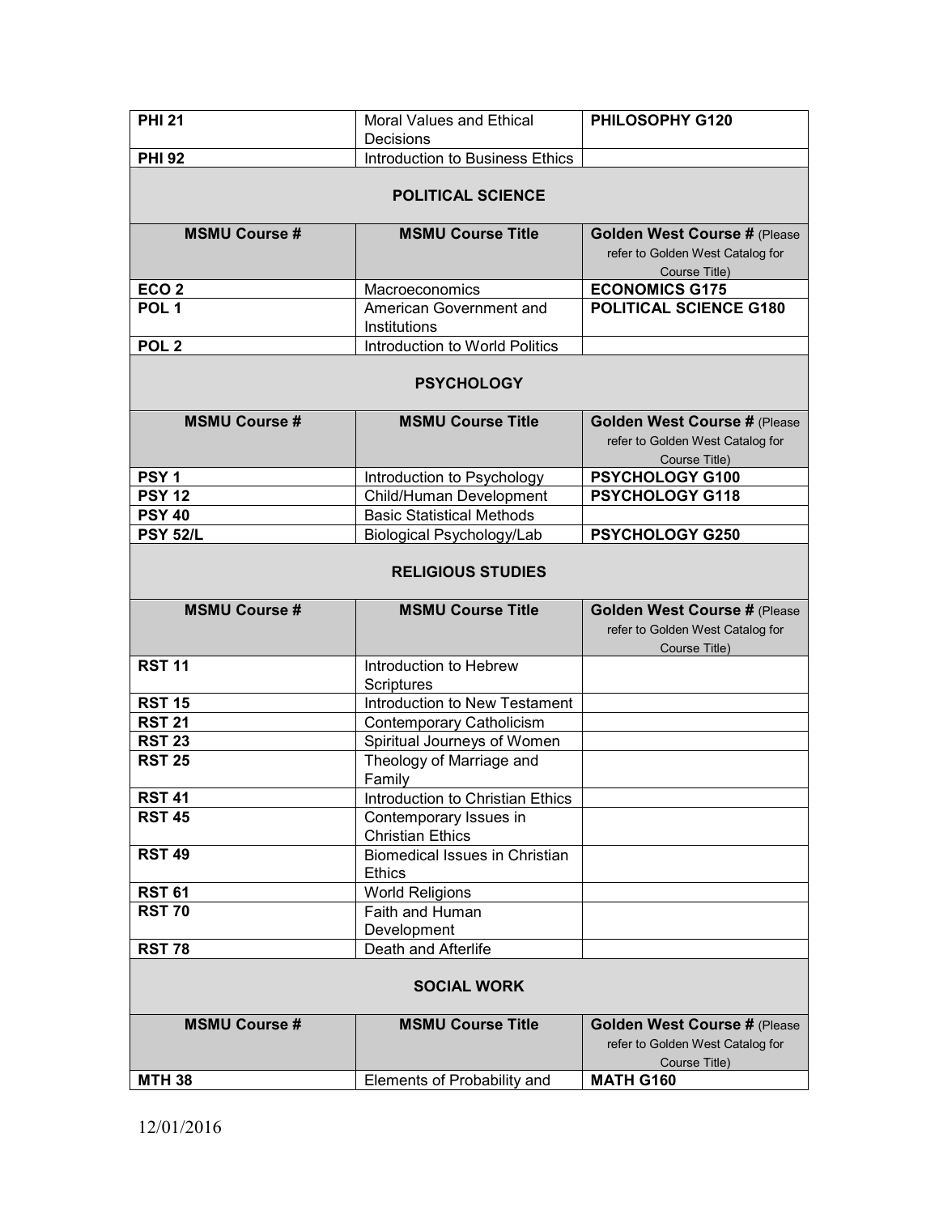| | | |
|---|---|---|
| **PHI 21** | Moral Values and Ethical Decisions | **PHILOSOPHY G120** |
| **PHI 92** | Introduction to Business Ethics | |

## POLITICAL SCIENCE

| MSMU Course # | MSMU Course Title | Golden West Course # (Please refer to Golden West Catalog for Course Title) |
|---|---|---|
| **ECO 2** | Macroeconomics | **ECONOMICS G175** |
| **POL 1** | American Government and Institutions | **POLITICAL SCIENCE G180** |
| **POL 2** | Introduction to World Politics | |

## PSYCHOLOGY

| MSMU Course # | MSMU Course Title | Golden West Course # (Please refer to Golden West Catalog for Course Title) |
|---|---|---|
| **PSY 1** | Introduction to Psychology | **PSYCHOLOGY G100** |
| **PSY 12** | Child/Human Development | **PSYCHOLOGY G118** |
| **PSY 40** | Basic Statistical Methods | |
| **PSY 52/L** | Biological Psychology/Lab | **PSYCHOLOGY G250** |

## RELIGIOUS STUDIES

| MSMU Course # | MSMU Course Title | Golden West Course # (Please refer to Golden West Catalog for Course Title) |
|---|---|---|
| **RST 11** | Introduction to Hebrew Scriptures | |
| **RST 15** | Introduction to New Testament | |
| **RST 21** | Contemporary Catholicism | |
| **RST 23** | Spiritual Journeys of Women | |
| **RST 25** | Theology of Marriage and Family | |
| **RST 41** | Introduction to Christian Ethics | |
| **RST 45** | Contemporary Issues in Christian Ethics | |
| **RST 49** | Biomedical Issues in Christian Ethics | |
| **RST 61** | World Religions | |
| **RST 70** | Faith and Human Development | |
| **RST 78** | Death and Afterlife | |

## SOCIAL WORK

| MSMU Course # | MSMU Course Title | Golden West Course # (Please refer to Golden West Catalog for Course Title) |
|---|---|---|
| **MTH 38** | Elements of Probability and | **MATH G160** |

12/01/2016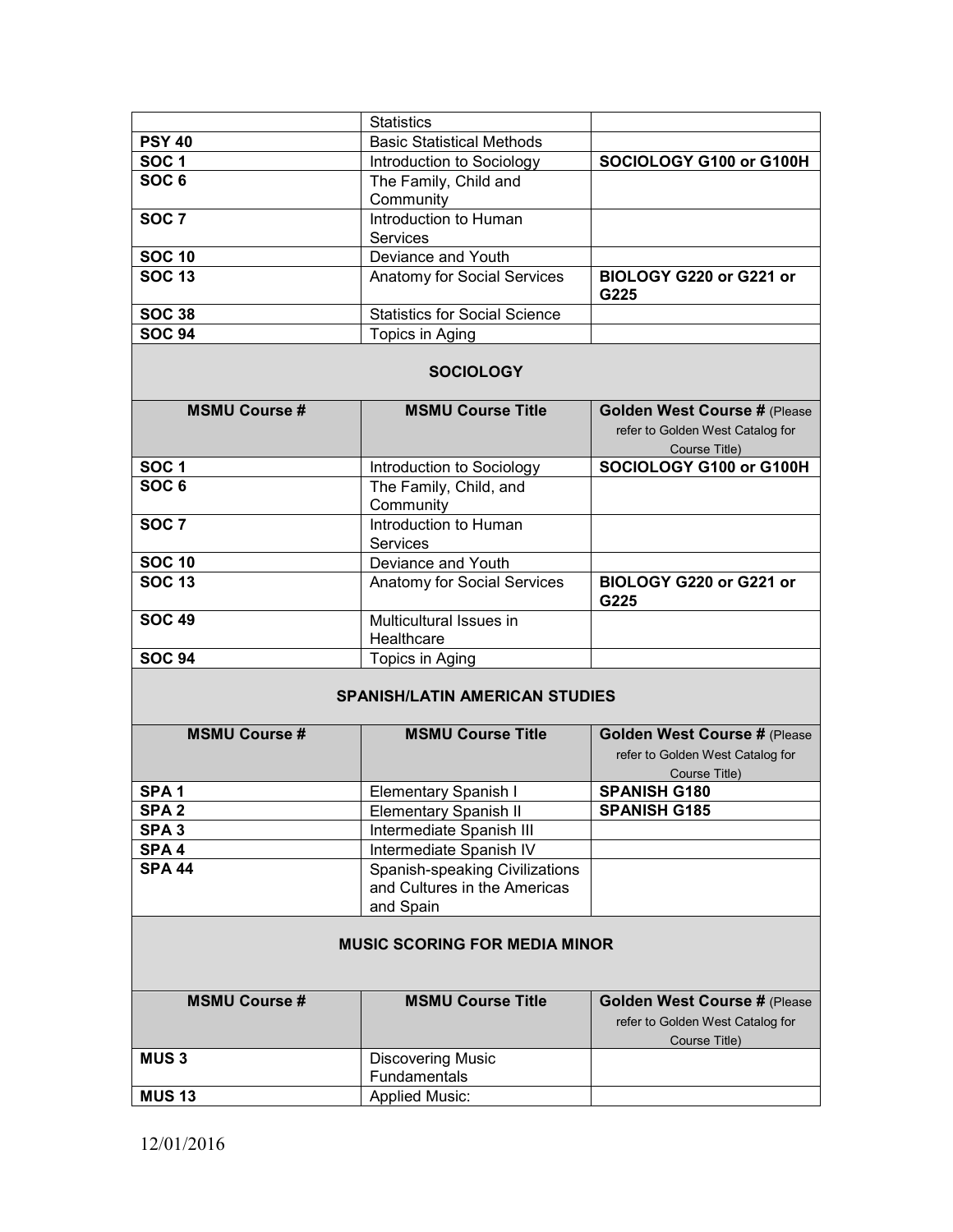| | Statistics | |
|---|---|---|
| **PSY 40** | Basic Statistical Methods | |
| **SOC 1** | Introduction to Sociology | **SOCIOLOGY G100 or G100H** |
| **SOC 6** | The Family, Child and Community | |
| **SOC 7** | Introduction to Human Services | |
| **SOC 10** | Deviance and Youth | |
| **SOC 13** | Anatomy for Social Services | **BIOLOGY G220 or G221 or G225** |
| **SOC 38** | Statistics for Social Science | |
| **SOC 94** | Topics in Aging | |

## SOCIOLOGY

| MSMU Course # | MSMU Course Title | Golden West Course # (Please refer to Golden West Catalog for Course Title) |
|---|---|---|
| **SOC 1** | Introduction to Sociology | **SOCIOLOGY G100 or G100H** |
| **SOC 6** | The Family, Child, and Community | |
| **SOC 7** | Introduction to Human Services | |
| **SOC 10** | Deviance and Youth | |
| **SOC 13** | Anatomy for Social Services | **BIOLOGY G220 or G221 or G225** |
| **SOC 49** | Multicultural Issues in Healthcare | |
| **SOC 94** | Topics in Aging | |

## SPANISH/LATIN AMERICAN STUDIES

| MSMU Course # | MSMU Course Title | Golden West Course # (Please refer to Golden West Catalog for Course Title) |
|---|---|---|
| **SPA 1** | Elementary Spanish I | **SPANISH G180** |
| **SPA 2** | Elementary Spanish II | **SPANISH G185** |
| **SPA 3** | Intermediate Spanish III | |
| **SPA 4** | Intermediate Spanish IV | |
| **SPA 44** | Spanish-speaking Civilizations and Cultures in the Americas and Spain | |

## MUSIC SCORING FOR MEDIA MINOR

| MSMU Course # | MSMU Course Title | Golden West Course # (Please refer to Golden West Catalog for Course Title) |
|---|---|---|
| **MUS 3** | Discovering Music Fundamentals | |
| **MUS 13** | Applied Music: | |

12/01/2016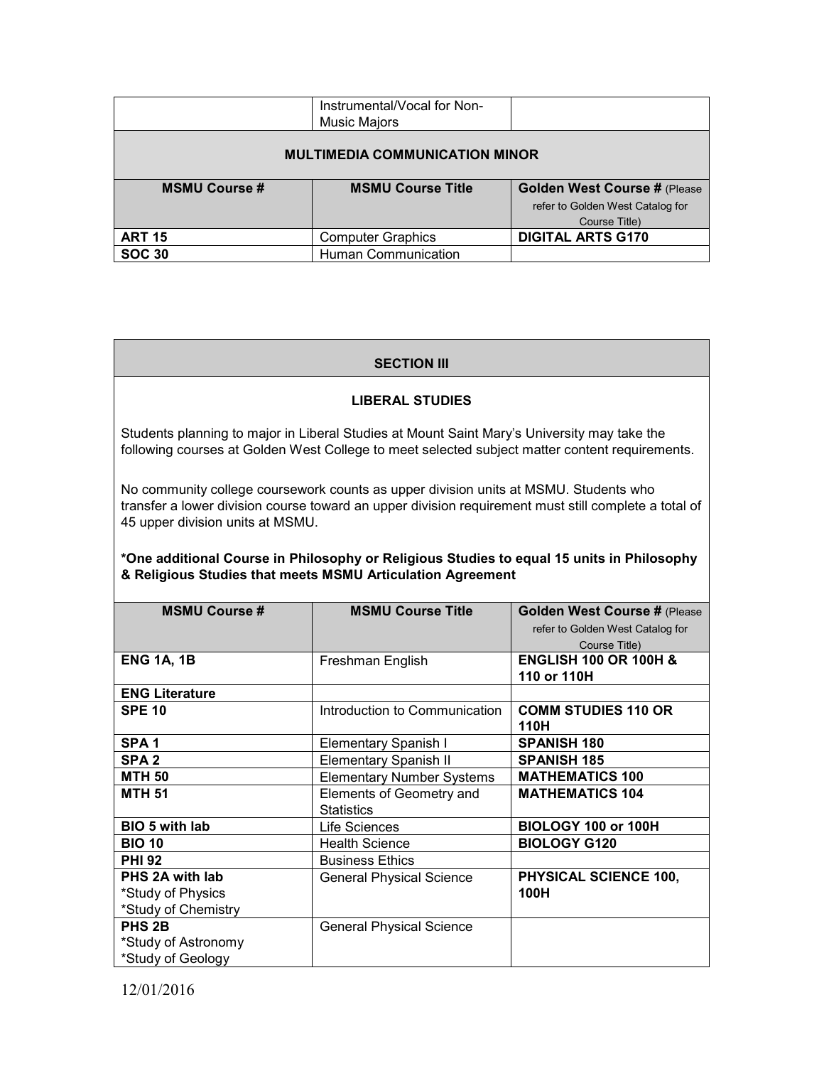| | Instrumental/Vocal for Non-Music Majors | |
|---|---|---|

**MULTIMEDIA COMMUNICATION MINOR**

| MSMU Course # | MSMU Course Title | Golden West Course # (Please refer to Golden West Catalog for Course Title) |
|---|---|---|
| **ART 15** | Computer Graphics | **DIGITAL ARTS G170** |
| **SOC 30** | Human Communication | |

**SECTION III**

**LIBERAL STUDIES**

Students planning to major in Liberal Studies at Mount Saint Mary's University may take the following courses at Golden West College to meet selected subject matter content requirements.

No community college coursework counts as upper division units at MSMU. Students who transfer a lower division course toward an upper division requirement must still complete a total of 45 upper division units at MSMU.

**\*One additional Course in Philosophy or Religious Studies to equal 15 units in Philosophy & Religious Studies that meets MSMU Articulation Agreement**

| MSMU Course # | MSMU Course Title | Golden West Course # (Please refer to Golden West Catalog for Course Title) |
|---|---|---|
| **ENG 1A, 1B** | Freshman English | **ENGLISH 100 OR 100H & 110 or 110H** |
| **ENG Literature** | | |
| **SPE 10** | Introduction to Communication | **COMM STUDIES 110 OR 110H** |
| **SPA 1** | Elementary Spanish I | **SPANISH 180** |
| **SPA 2** | Elementary Spanish II | **SPANISH 185** |
| **MTH 50** | Elementary Number Systems | **MATHEMATICS 100** |
| **MTH 51** | Elements of Geometry and Statistics | **MATHEMATICS 104** |
| **BIO 5 with lab** | Life Sciences | **BIOLOGY 100 or 100H** |
| **BIO 10** | Health Science | **BIOLOGY G120** |
| **PHI 92** | Business Ethics | |
| **PHS 2A with lab** *Study of Physics *Study of Chemistry | General Physical Science | **PHYSICAL SCIENCE 100, 100H** |
| **PHS 2B** *Study of Astronomy *Study of Geology | General Physical Science | |

12/01/2016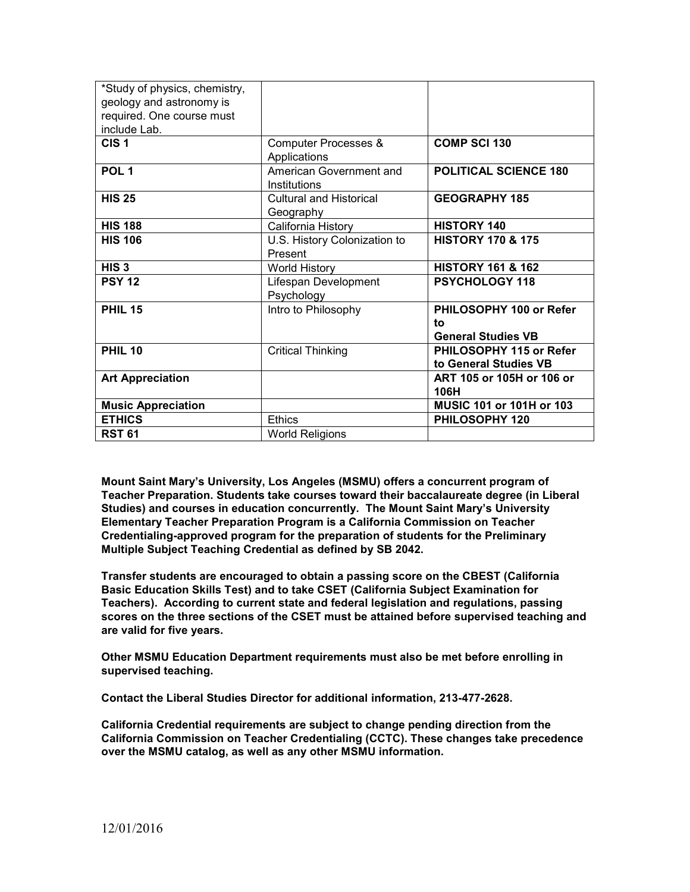| | | |
|---|---|---|
| *Study of physics, chemistry, geology and astronomy is required. One course must include Lab. | | |
| **CIS 1** | Computer Processes & Applications | **COMP SCI 130** |
| **POL 1** | American Government and Institutions | **POLITICAL SCIENCE 180** |
| **HIS 25** | Cultural and Historical Geography | **GEOGRAPHY 185** |
| **HIS 188** | California History | **HISTORY 140** |
| **HIS 106** | U.S. History Colonization to Present | **HISTORY 170 & 175** |
| **HIS 3** | World History | **HISTORY 161 & 162** |
| **PSY 12** | Lifespan Development Psychology | **PSYCHOLOGY 118** |
| **PHIL 15** | Intro to Philosophy | **PHILOSOPHY 100 or Refer to General Studies VB** |
| **PHIL 10** | Critical Thinking | **PHILOSOPHY 115 or Refer to General Studies VB** |
| **Art Appreciation** | | **ART 105 or 105H or 106 or 106H** |
| **Music Appreciation** | | **MUSIC 101 or 101H or 103** |
| **ETHICS** | Ethics | **PHILOSOPHY 120** |
| **RST 61** | World Religions | |

**Mount Saint Mary's University, Los Angeles (MSMU) offers a concurrent program of Teacher Preparation. Students take courses toward their baccalaureate degree (in Liberal Studies) and courses in education concurrently. The Mount Saint Mary's University Elementary Teacher Preparation Program is a California Commission on Teacher Credentialing-approved program for the preparation of students for the Preliminary Multiple Subject Teaching Credential as defined by SB 2042.**

**Transfer students are encouraged to obtain a passing score on the CBEST (California Basic Education Skills Test) and to take CSET (California Subject Examination for Teachers). According to current state and federal legislation and regulations, passing scores on the three sections of the CSET must be attained before supervised teaching and are valid for five years.**

**Other MSMU Education Department requirements must also be met before enrolling in supervised teaching.**

**Contact the Liberal Studies Director for additional information, 213-477-2628.**

**California Credential requirements are subject to change pending direction from the California Commission on Teacher Credentialing (CCTC). These changes take precedence over the MSMU catalog, as well as any other MSMU information.**

12/01/2016